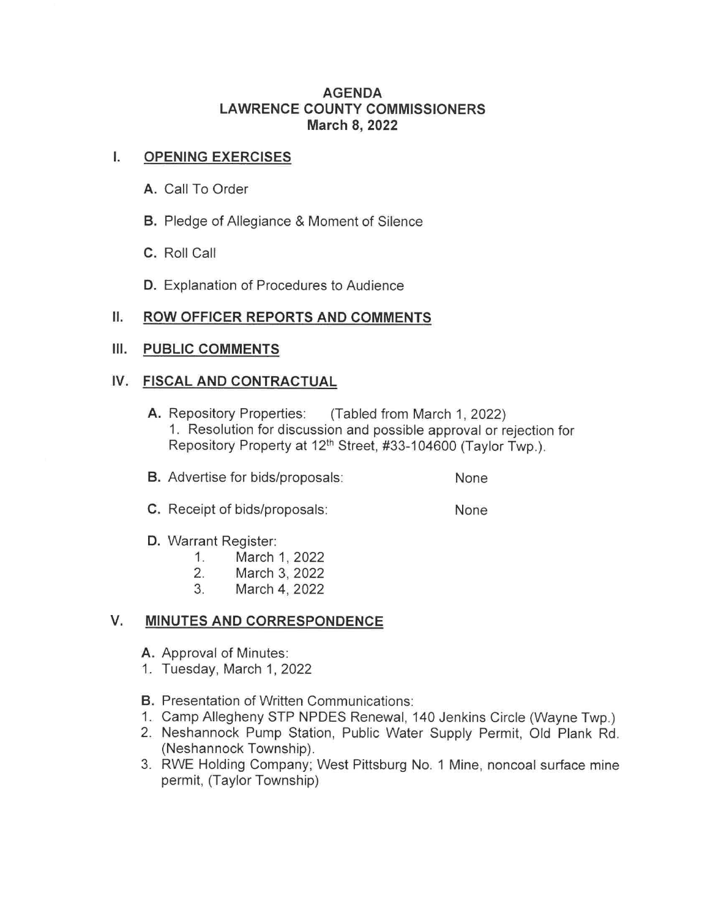# AGENDA
# LAWRENCE COUNTY COMMISSIONERS
# March 8, 2022

## I. OPENING EXERCISES

**A.** Call To Order

**B.** Pledge of Allegiance & Moment of Silence

**C.** Roll Call

**D.** Explanation of Procedures to Audience

## II. ROW OFFICER REPORTS AND COMMENTS

## III. PUBLIC COMMENTS

## IV. FISCAL AND CONTRACTUAL

**A.** Repository Properties: (Tabled from March 1, 2022)
1. Resolution for discussion and possible approval or rejection for Repository Property at 12th Street, #33-104600 (Taylor Twp.).

**B.** Advertise for bids/proposals: None

**C.** Receipt of bids/proposals: None

**D.** Warrant Register:
1. March 1, 2022
2. March 3, 2022
3. March 4, 2022

## V. MINUTES AND CORRESPONDENCE

**A.** Approval of Minutes:
1. Tuesday, March 1, 2022

**B.** Presentation of Written Communications:
1. Camp Allegheny STP NPDES Renewal, 140 Jenkins Circle (Wayne Twp.)
2. Neshannock Pump Station, Public Water Supply Permit, Old Plank Rd. (Neshannock Township).
3. RWE Holding Company; West Pittsburg No. 1 Mine, noncoal surface mine permit, (Taylor Township)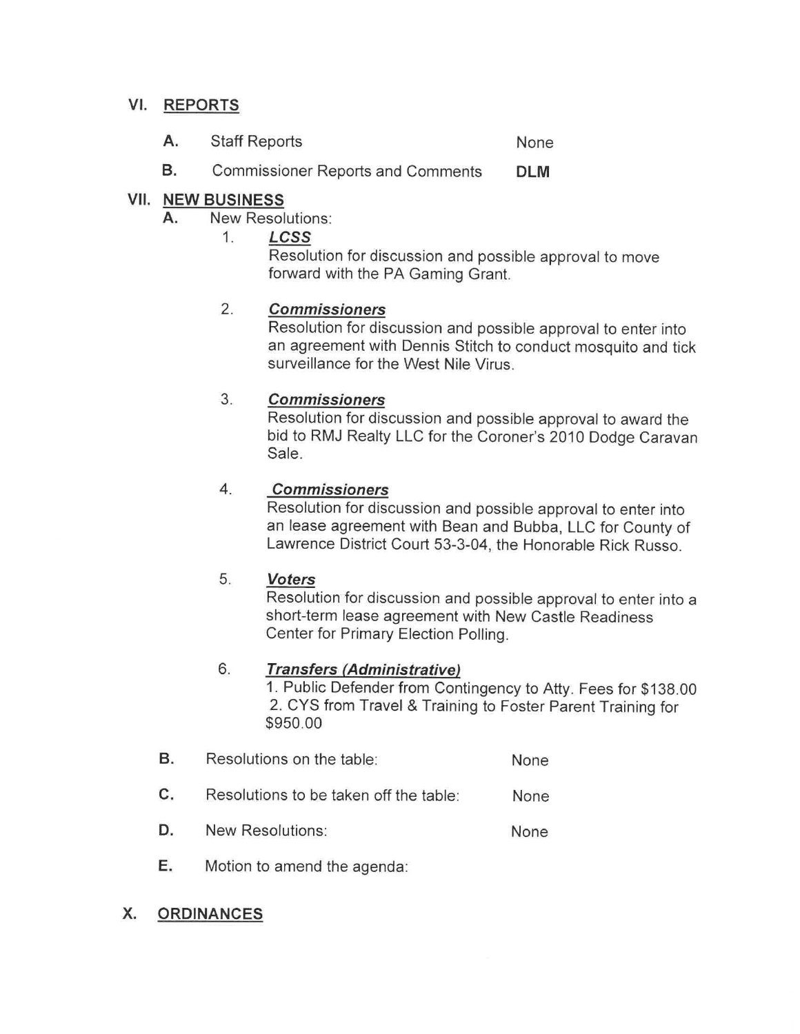## VI. REPORTS

**A.** Staff Reports — None

**B.** Commissioner Reports and Comments — **DLM**

## VII. NEW BUSINESS

**A.** New Resolutions:

1. ***LCSS***
   Resolution for discussion and possible approval to move forward with the PA Gaming Grant.

2. ***Commissioners***
   Resolution for discussion and possible approval to enter into an agreement with Dennis Stitch to conduct mosquito and tick surveillance for the West Nile Virus.

3. ***Commissioners***
   Resolution for discussion and possible approval to award the bid to RMJ Realty LLC for the Coroner's 2010 Dodge Caravan Sale.

4. ***Commissioners***
   Resolution for discussion and possible approval to enter into an lease agreement with Bean and Bubba, LLC for County of Lawrence District Court 53-3-04, the Honorable Rick Russo.

5. ***Voters***
   Resolution for discussion and possible approval to enter into a short-term lease agreement with New Castle Readiness Center for Primary Election Polling.

6. ***Transfers (Administrative)***
   1. Public Defender from Contingency to Atty. Fees for $138.00
   2. CYS from Travel & Training to Foster Parent Training for $950.00

**B.** Resolutions on the table: None

**C.** Resolutions to be taken off the table: None

**D.** New Resolutions: None

**E.** Motion to amend the agenda:

## X. ORDINANCES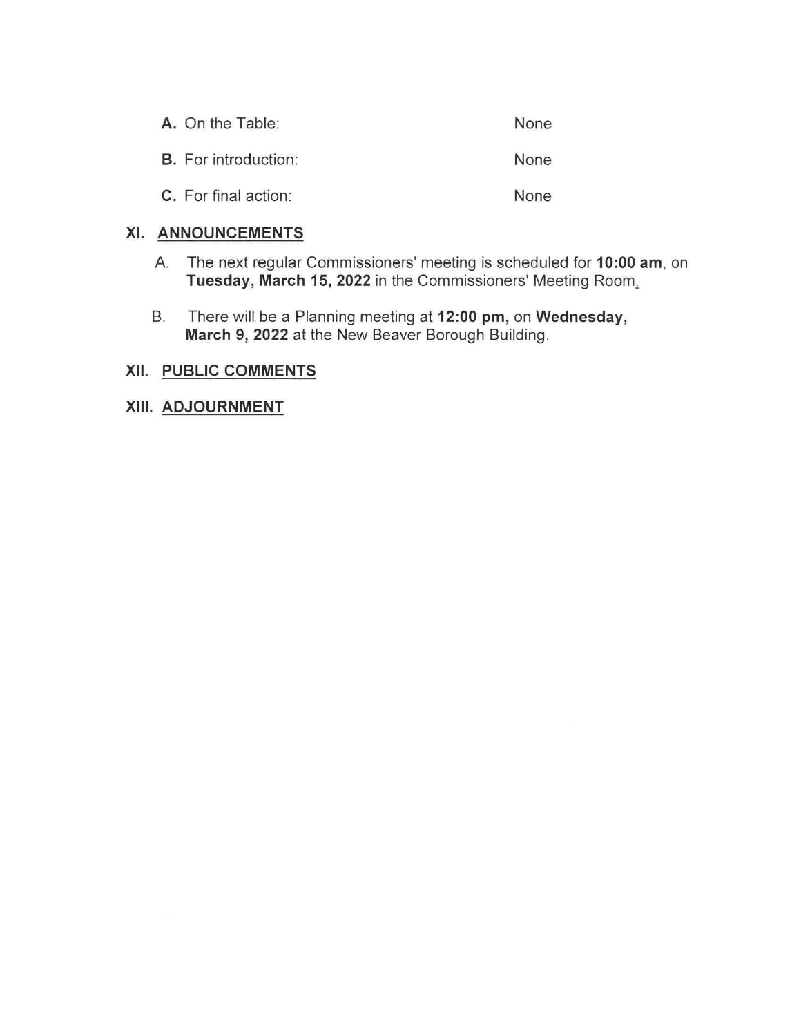**A.** On the Table: None

**B.** For introduction: None

**C.** For final action: None

## XI. ANNOUNCEMENTS

A. The next regular Commissioners' meeting is scheduled for **10:00 am**, on **Tuesday, March 15, 2022** in the Commissioners' Meeting Room.

B. There will be a Planning meeting at **12:00 pm,** on **Wednesday, March 9, 2022** at the New Beaver Borough Building.

## XII. PUBLIC COMMENTS

## XIII. ADJOURNMENT